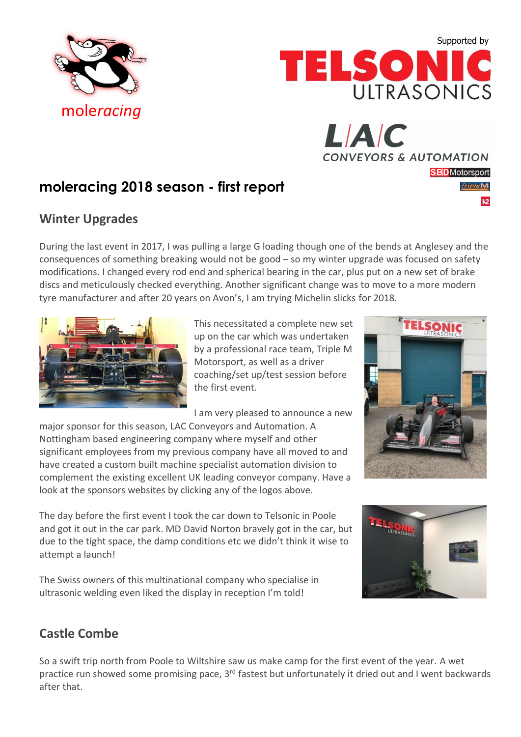moleracing

Supported by

TELSONIC ULTRASONICS

L/A/C CONVEYORS & AUTOMATION

SBD Motorsport

TripleM

K2

# moleracing 2018 season - first report

## Winter Upgrades

During the last event in 2017, I was pulling a large G loading though one of the bends at Anglesey and the consequences of something breaking would not be good – so my winter upgrade was focused on safety modifications. I changed every rod end and spherical bearing in the car, plus put on a new set of brake discs and meticulously checked everything. Another significant change was to move to a more modern tyre manufacturer and after 20 years on Avon's, I am trying Michelin slicks for 2018.

This necessitated a complete new set up on the car which was undertaken by a professional race team, Triple M Motorsport, as well as a driver coaching/set up/test session before the first event.

I am very pleased to announce a new major sponsor for this season, LAC Conveyors and Automation. A Nottingham based engineering company where myself and other significant employees from my previous company have all moved to and have created a custom built machine specialist automation division to complement the existing excellent UK leading conveyor company. Have a look at the sponsors websites by clicking any of the logos above.

The day before the first event I took the car down to Telsonic in Poole and got it out in the car park. MD David Norton bravely got in the car, but due to the tight space, the damp conditions etc we didn't think it wise to attempt a launch!

The Swiss owners of this multinational company who specialise in ultrasonic welding even liked the display in reception I'm told!

## Castle Combe

So a swift trip north from Poole to Wiltshire saw us make camp for the first event of the year. A wet practice run showed some promising pace, 3rd fastest but unfortunately it dried out and I went backwards after that.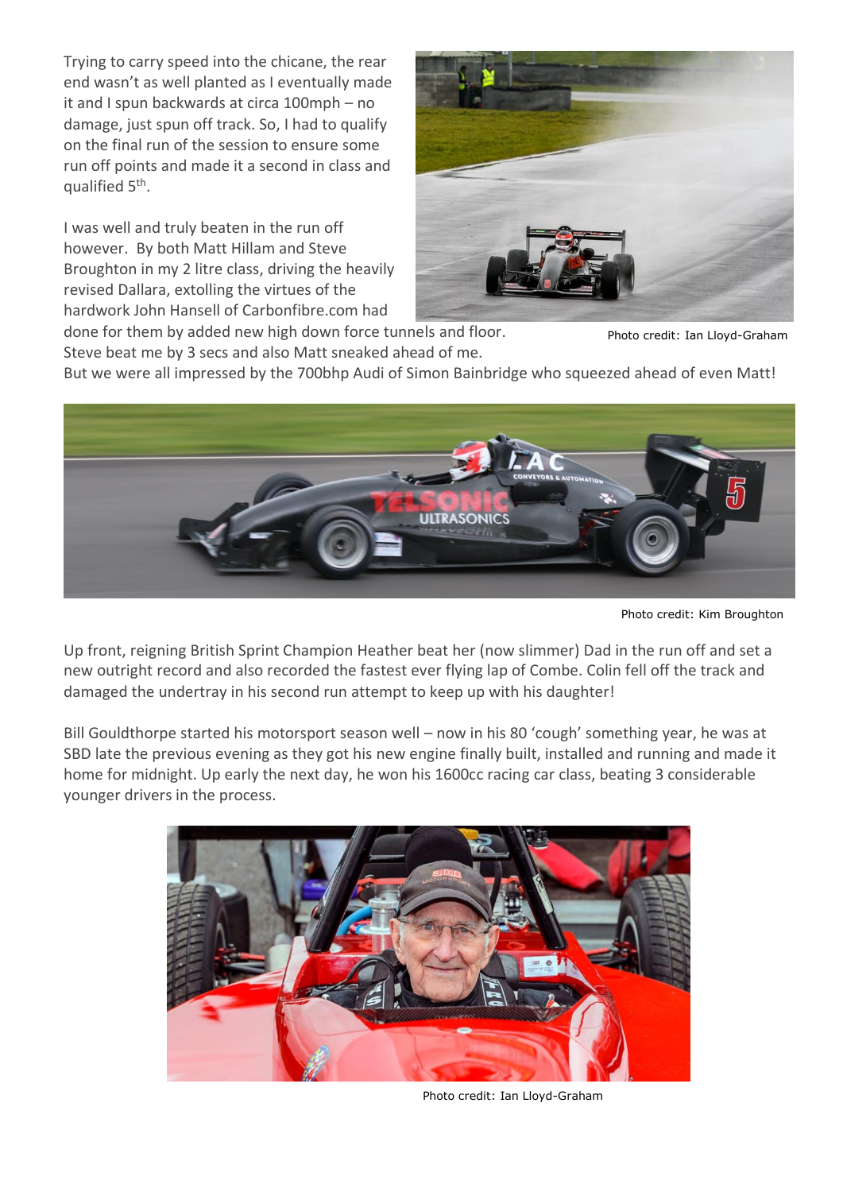Trying to carry speed into the chicane, the rear end wasn't as well planted as I eventually made it and I spun backwards at circa 100mph – no damage, just spun off track. So, I had to qualify on the final run of the session to ensure some run off points and made it a second in class and qualified 5th.

I was well and truly beaten in the run off however. By both Matt Hillam and Steve Broughton in my 2 litre class, driving the heavily revised Dallara, extolling the virtues of the hardwork John Hansell of Carbonfibre.com had done for them by added new high down force tunnels and floor. Steve beat me by 3 secs and also Matt sneaked ahead of me. But we were all impressed by the 700bhp Audi of Simon Bainbridge who squeezed ahead of even Matt!

Photo credit: Ian Lloyd-Graham

Photo credit: Kim Broughton

Up front, reigning British Sprint Champion Heather beat her (now slimmer) Dad in the run off and set a new outright record and also recorded the fastest ever flying lap of Combe. Colin fell off the track and damaged the undertray in his second run attempt to keep up with his daughter!

Bill Gouldthorpe started his motorsport season well – now in his 80 'cough' something year, he was at SBD late the previous evening as they got his new engine finally built, installed and running and made it home for midnight. Up early the next day, he won his 1600cc racing car class, beating 3 considerable younger drivers in the process.

Photo credit: Ian Lloyd-Graham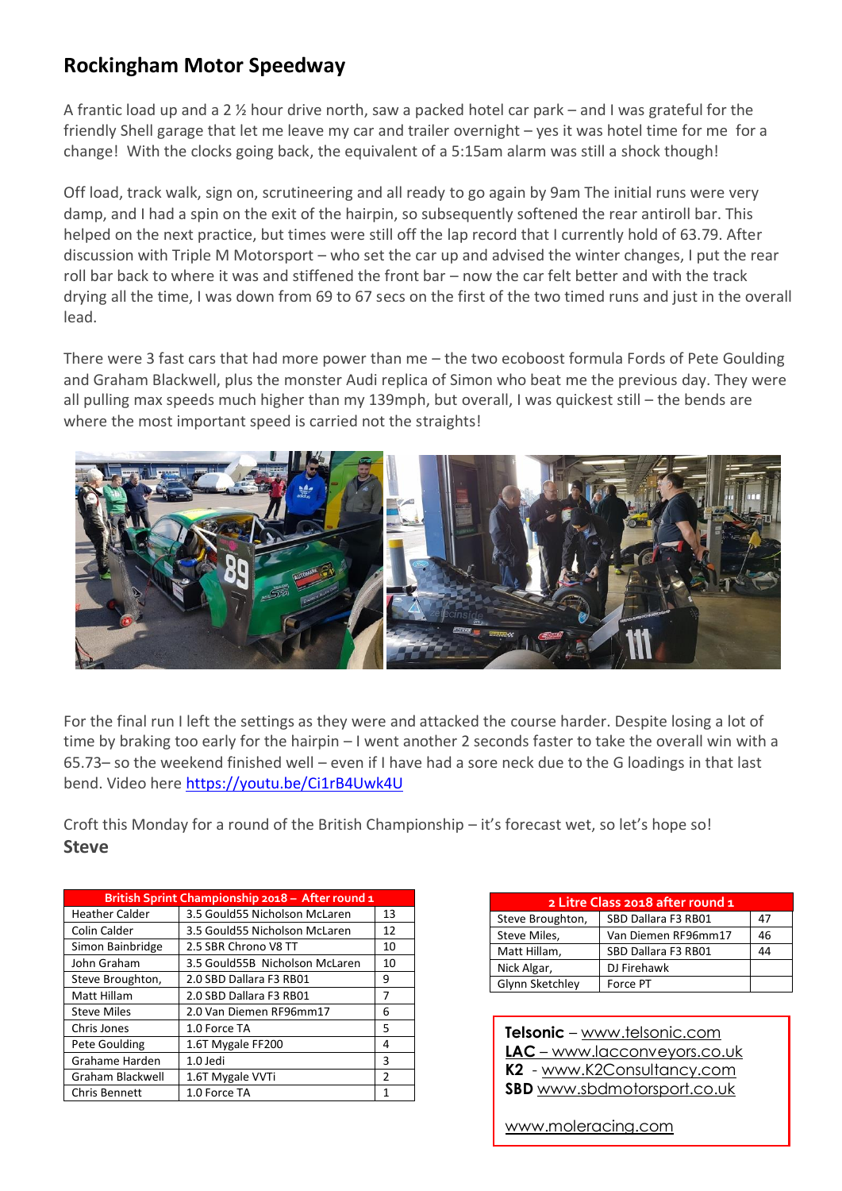## Rockingham Motor Speedway

A frantic load up and a 2 ½ hour drive north, saw a packed hotel car park – and I was grateful for the friendly Shell garage that let me leave my car and trailer overnight – yes it was hotel time for me for a change! With the clocks going back, the equivalent of a 5:15am alarm was still a shock though!

Off load, track walk, sign on, scrutineering and all ready to go again by 9am The initial runs were very damp, and I had a spin on the exit of the hairpin, so subsequently softened the rear antiroll bar. This helped on the next practice, but times were still off the lap record that I currently hold of 63.79. After discussion with Triple M Motorsport – who set the car up and advised the winter changes, I put the rear roll bar back to where it was and stiffened the front bar – now the car felt better and with the track drying all the time, I was down from 69 to 67 secs on the first of the two timed runs and just in the overall lead.

There were 3 fast cars that had more power than me – the two ecoboost formula Fords of Pete Goulding and Graham Blackwell, plus the monster Audi replica of Simon who beat me the previous day. They were all pulling max speeds much higher than my 139mph, but overall, I was quickest still – the bends are where the most important speed is carried not the straights!

For the final run I left the settings as they were and attacked the course harder. Despite losing a lot of time by braking too early for the hairpin – I went another 2 seconds faster to take the overall win with a 65.73– so the weekend finished well – even if I have had a sore neck due to the G loadings in that last bend. Video here https://youtu.be/Ci1rB4Uwk4U

Croft this Monday for a round of the British Championship – it's forecast wet, so let's hope so!

**Steve**

| British Sprint Championship 2018 – After round 1 | | |
|---|---|---|
| Heather Calder | 3.5 Gould55 Nicholson McLaren | 13 |
| Colin Calder | 3.5 Gould55 Nicholson McLaren | 12 |
| Simon Bainbridge | 2.5 SBR Chrono V8 TT | 10 |
| John Graham | 3.5 Gould55B Nicholson McLaren | 10 |
| Steve Broughton, | 2.0 SBD Dallara F3 RB01 | 9 |
| Matt Hillam | 2.0 SBD Dallara F3 RB01 | 7 |
| Steve Miles | 2.0 Van Diemen RF96mm17 | 6 |
| Chris Jones | 1.0 Force TA | 5 |
| Pete Goulding | 1.6T Mygale FF200 | 4 |
| Grahame Harden | 1.0 Jedi | 3 |
| Graham Blackwell | 1.6T Mygale VVTi | 2 |
| Chris Bennett | 1.0 Force TA | 1 |

| 2 Litre Class 2018 after round 1 | | |
|---|---|---|
| Steve Broughton, | SBD Dallara F3 RB01 | 47 |
| Steve Miles, | Van Diemen RF96mm17 | 46 |
| Matt Hillam, | SBD Dallara F3 RB01 | 44 |
| Nick Algar, | DJ Firehawk | |
| Glynn Sketchley | Force PT | |

**Telsonic** – www.telsonic.com
**LAC** – www.lacconveyors.co.uk
**K2** - www.K2Consultancy.com
**SBD** www.sbdmotorsport.co.uk

www.moleracing.com